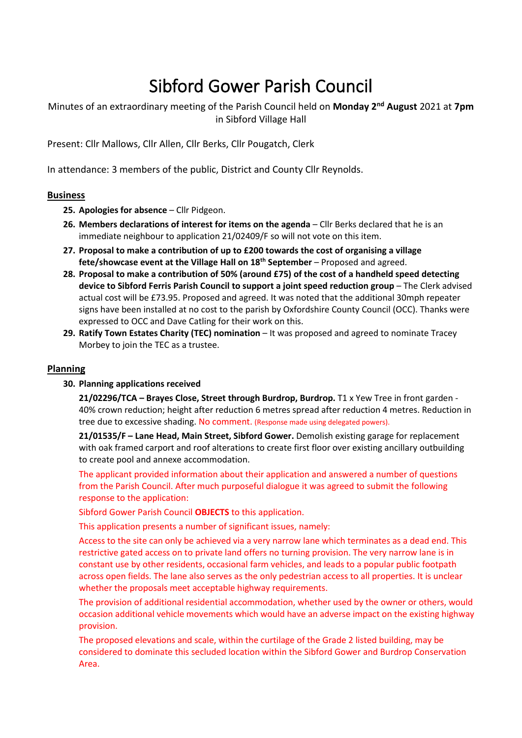# Sibford Gower Parish Council

Minutes of an extraordinary meeting of the Parish Council held on **Monday 2nd August** 2021 at **7pm** in Sibford Village Hall

Present: Cllr Mallows, Cllr Allen, Cllr Berks, Cllr Pougatch, Clerk

In attendance: 3 members of the public, District and County Cllr Reynolds.

## Business

25. **Apologies for absence** – Cllr Pidgeon.
26. **Members declarations of interest for items on the agenda** – Cllr Berks declared that he is an immediate neighbour to application 21/02409/F so will not vote on this item.
27. **Proposal to make a contribution of up to £200 towards the cost of organising a village fete/showcase event at the Village Hall on 18th September** – Proposed and agreed.
28. **Proposal to make a contribution of 50% (around £75) of the cost of a handheld speed detecting device to Sibford Ferris Parish Council to support a joint speed reduction group** – The Clerk advised actual cost will be £73.95. Proposed and agreed. It was noted that the additional 30mph repeater signs have been installed at no cost to the parish by Oxfordshire County Council (OCC). Thanks were expressed to OCC and Dave Catling for their work on this.
29. **Ratify Town Estates Charity (TEC) nomination** – It was proposed and agreed to nominate Tracey Morbey to join the TEC as a trustee.

## Planning

30. **Planning applications received**

    **21/02296/TCA – Brayes Close, Street through Burdrop, Burdrop.** T1 x Yew Tree in front garden - 40% crown reduction; height after reduction 6 metres spread after reduction 4 metres. Reduction in tree due to excessive shading. No comment. (Response made using delegated powers).

    **21/01535/F – Lane Head, Main Street, Sibford Gower.** Demolish existing garage for replacement with oak framed carport and roof alterations to create first floor over existing ancillary outbuilding to create pool and annexe accommodation.

    The applicant provided information about their application and answered a number of questions from the Parish Council. After much purposeful dialogue it was agreed to submit the following response to the application:

    Sibford Gower Parish Council **OBJECTS** to this application.

    This application presents a number of significant issues, namely:

    Access to the site can only be achieved via a very narrow lane which terminates as a dead end. This restrictive gated access on to private land offers no turning provision. The very narrow lane is in constant use by other residents, occasional farm vehicles, and leads to a popular public footpath across open fields. The lane also serves as the only pedestrian access to all properties. It is unclear whether the proposals meet acceptable highway requirements.

    The provision of additional residential accommodation, whether used by the owner or others, would occasion additional vehicle movements which would have an adverse impact on the existing highway provision.

    The proposed elevations and scale, within the curtilage of the Grade 2 listed building, may be considered to dominate this secluded location within the Sibford Gower and Burdrop Conservation Area.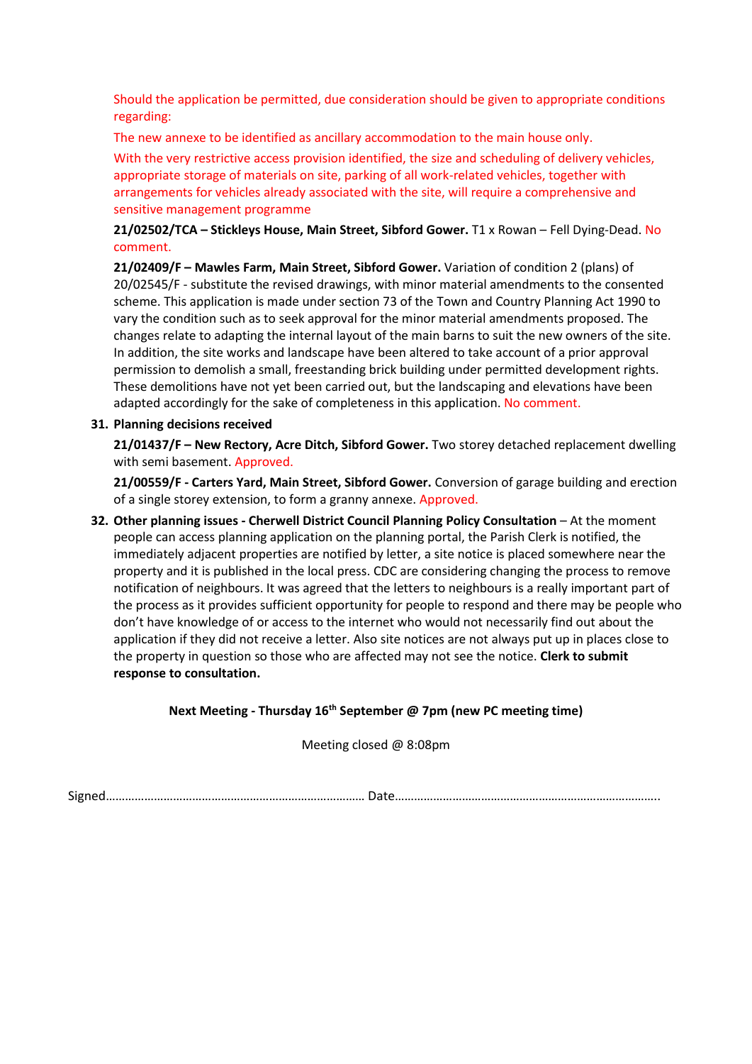Should the application be permitted, due consideration should be given to appropriate conditions regarding:

The new annexe to be identified as ancillary accommodation to the main house only.

With the very restrictive access provision identified, the size and scheduling of delivery vehicles, appropriate storage of materials on site, parking of all work-related vehicles, together with arrangements for vehicles already associated with the site, will require a comprehensive and sensitive management programme

**21/02502/TCA – Stickleys House, Main Street, Sibford Gower.** T1 x Rowan – Fell Dying-Dead. No comment.

**21/02409/F – Mawles Farm, Main Street, Sibford Gower.** Variation of condition 2 (plans) of 20/02545/F - substitute the revised drawings, with minor material amendments to the consented scheme. This application is made under section 73 of the Town and Country Planning Act 1990 to vary the condition such as to seek approval for the minor material amendments proposed. The changes relate to adapting the internal layout of the main barns to suit the new owners of the site. In addition, the site works and landscape have been altered to take account of a prior approval permission to demolish a small, freestanding brick building under permitted development rights. These demolitions have not yet been carried out, but the landscaping and elevations have been adapted accordingly for the sake of completeness in this application. No comment.

31. **Planning decisions received**

    **21/01437/F – New Rectory, Acre Ditch, Sibford Gower.** Two storey detached replacement dwelling with semi basement. Approved.

    **21/00559/F - Carters Yard, Main Street, Sibford Gower.** Conversion of garage building and erection of a single storey extension, to form a granny annexe. Approved.

32. **Other planning issues - Cherwell District Council Planning Policy Consultation** – At the moment people can access planning application on the planning portal, the Parish Clerk is notified, the immediately adjacent properties are notified by letter, a site notice is placed somewhere near the property and it is published in the local press. CDC are considering changing the process to remove notification of neighbours. It was agreed that the letters to neighbours is a really important part of the process as it provides sufficient opportunity for people to respond and there may be people who don't have knowledge of or access to the internet who would not necessarily find out about the application if they did not receive a letter. Also site notices are not always put up in places close to the property in question so those who are affected may not see the notice. **Clerk to submit response to consultation.**

**Next Meeting - Thursday 16th September @ 7pm (new PC meeting time)**

Meeting closed @ 8:08pm

Signed……………………………………………………………………… Date………………………………………………………………………..